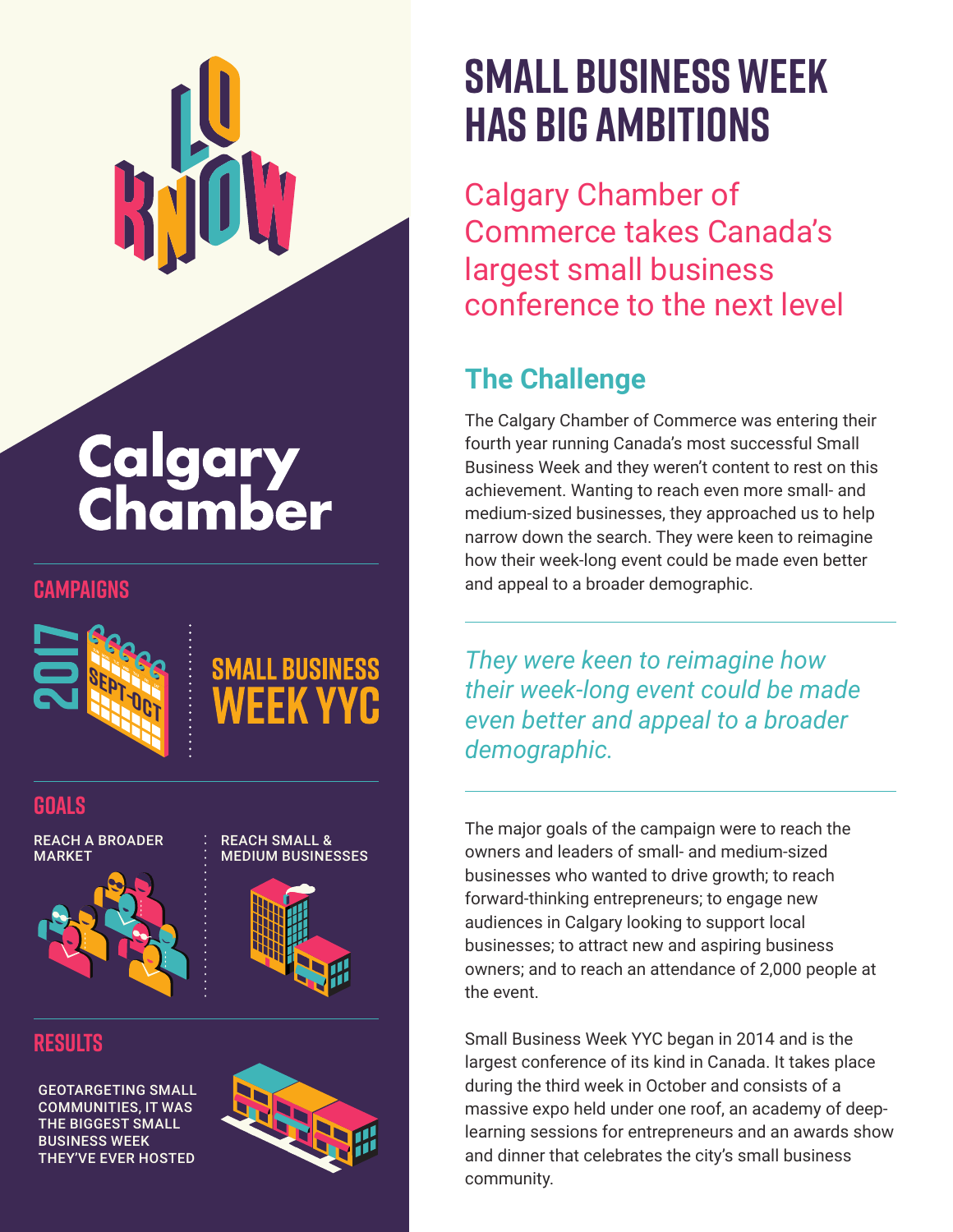LO KNOW

Calgary Chamber

## CAMPAIGNS

2017 SEPT-OCT

SMALL BUSINESS WEEK YYC

## GOALS

REACH A BROADER MARKET

REACH SMALL & MEDIUM BUSINESSES

## RESULTS

GEOTARGETING SMALL COMMUNITIES, IT WAS THE BIGGEST SMALL BUSINESS WEEK THEY'VE EVER HOSTED

# SMALL BUSINESS WEEK HAS BIG AMBITIONS

Calgary Chamber of Commerce takes Canada's largest small business conference to the next level

## The Challenge

The Calgary Chamber of Commerce was entering their fourth year running Canada's most successful Small Business Week and they weren't content to rest on this achievement. Wanting to reach even more small- and medium-sized businesses, they approached us to help narrow down the search. They were keen to reimagine how their week-long event could be made even better and appeal to a broader demographic.

---

*They were keen to reimagine how their week-long event could be made even better and appeal to a broader demographic.*

---

The major goals of the campaign were to reach the owners and leaders of small- and medium-sized businesses who wanted to drive growth; to reach forward-thinking entrepreneurs; to engage new audiences in Calgary looking to support local businesses; to attract new and aspiring business owners; and to reach an attendance of 2,000 people at the event.

Small Business Week YYC began in 2014 and is the largest conference of its kind in Canada. It takes place during the third week in October and consists of a massive expo held under one roof, an academy of deep-learning sessions for entrepreneurs and an awards show and dinner that celebrates the city's small business community.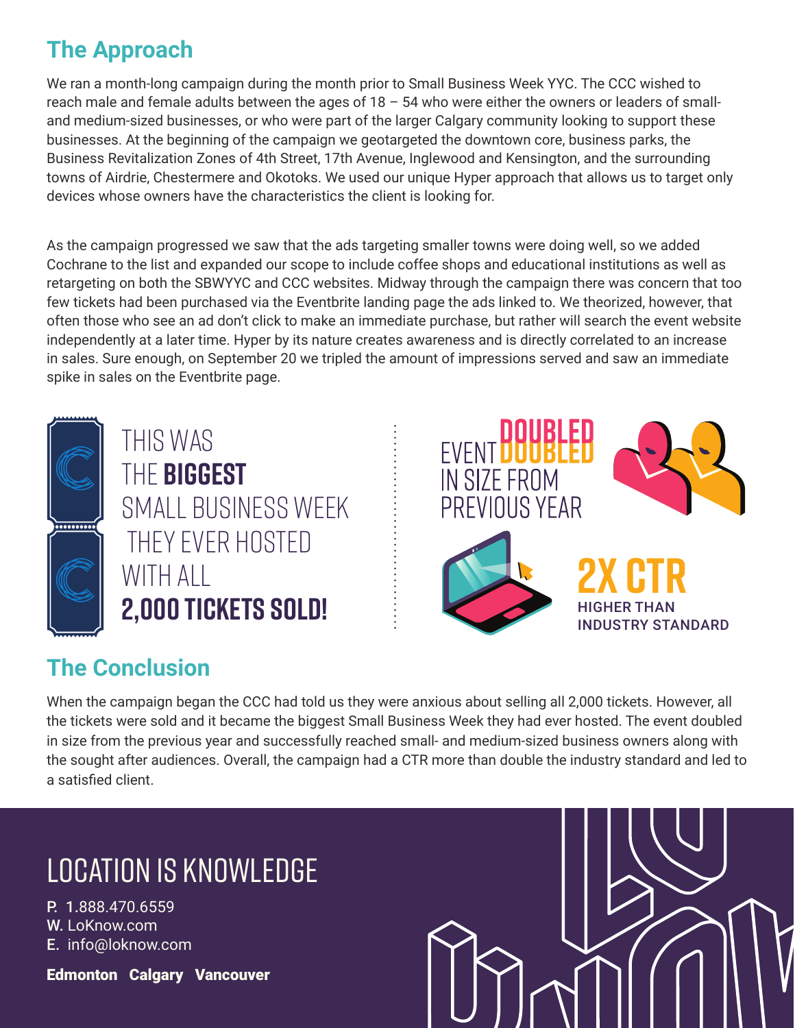## The Approach

We ran a month-long campaign during the month prior to Small Business Week YYC. The CCC wished to reach male and female adults between the ages of 18 – 54 who were either the owners or leaders of small- and medium-sized businesses, or who were part of the larger Calgary community looking to support these businesses. At the beginning of the campaign we geotargeted the downtown core, business parks, the Business Revitalization Zones of 4th Street, 17th Avenue, Inglewood and Kensington, and the surrounding towns of Airdrie, Chestermere and Okotoks. We used our unique Hyper approach that allows us to target only devices whose owners have the characteristics the client is looking for.

As the campaign progressed we saw that the ads targeting smaller towns were doing well, so we added Cochrane to the list and expanded our scope to include coffee shops and educational institutions as well as retargeting on both the SBWYYC and CCC websites. Midway through the campaign there was concern that too few tickets had been purchased via the Eventbrite landing page the ads linked to. We theorized, however, that often those who see an ad don't click to make an immediate purchase, but rather will search the event website independently at a later time. Hyper by its nature creates awareness and is directly correlated to an increase in sales. Sure enough, on September 20 we tripled the amount of impressions served and saw an immediate spike in sales on the Eventbrite page.

THIS WAS THE **BIGGEST** SMALL BUSINESS WEEK THEY EVER HOSTED WITH ALL **2,000 TICKETS SOLD!**

EVENT **DOUBLED** IN SIZE FROM PREVIOUS YEAR

**2X CTR**
HIGHER THAN INDUSTRY STANDARD

## The Conclusion

When the campaign began the CCC had told us they were anxious about selling all 2,000 tickets. However, all the tickets were sold and it became the biggest Small Business Week they had ever hosted. The event doubled in size from the previous year and successfully reached small- and medium-sized business owners along with the sought after audiences. Overall, the campaign had a CTR more than double the industry standard and led to a satisfied client.

## LOCATION IS KNOWLEDGE

P. 1.888.470.6559
W. LoKnow.com
E. info@loknow.com

**Edmonton Calgary Vancouver**